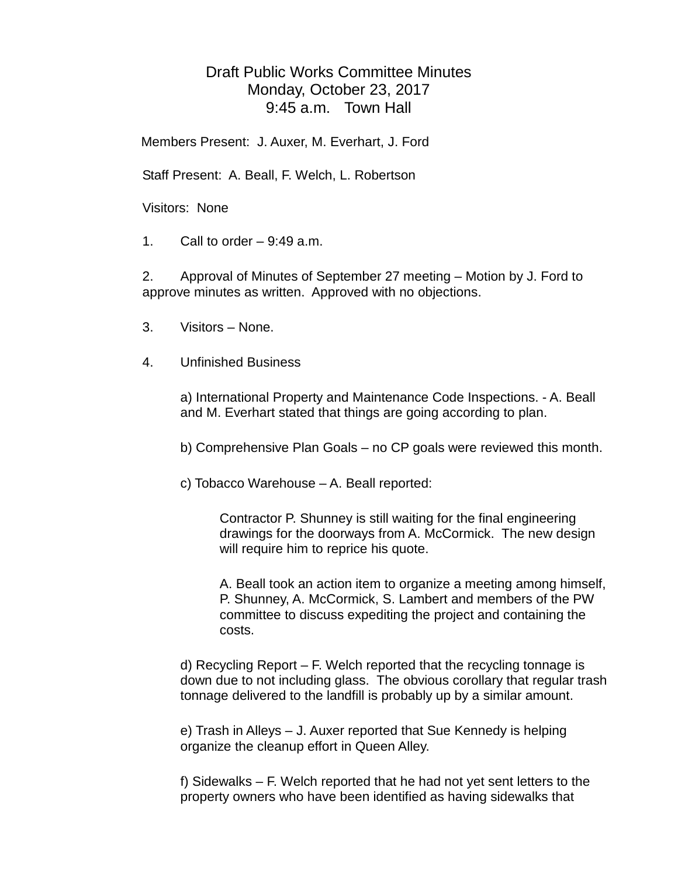# Draft Public Works Committee Minutes
## Monday, October 23, 2017
## 9:45 a.m. Town Hall

Members Present: J. Auxer, M. Everhart, J. Ford

Staff Present: A. Beall, F. Welch, L. Robertson

Visitors: None

1. Call to order – 9:49 a.m.

2. Approval of Minutes of September 27 meeting – Motion by J. Ford to approve minutes as written. Approved with no objections.

3. Visitors – None.

4. Unfinished Business

   a) International Property and Maintenance Code Inspections. - A. Beall and M. Everhart stated that things are going according to plan.

   b) Comprehensive Plan Goals – no CP goals were reviewed this month.

   c) Tobacco Warehouse – A. Beall reported:

      Contractor P. Shunney is still waiting for the final engineering drawings for the doorways from A. McCormick. The new design will require him to reprice his quote.

      A. Beall took an action item to organize a meeting among himself, P. Shunney, A. McCormick, S. Lambert and members of the PW committee to discuss expediting the project and containing the costs.

   d) Recycling Report – F. Welch reported that the recycling tonnage is down due to not including glass. The obvious corollary that regular trash tonnage delivered to the landfill is probably up by a similar amount.

   e) Trash in Alleys – J. Auxer reported that Sue Kennedy is helping organize the cleanup effort in Queen Alley.

   f) Sidewalks – F. Welch reported that he had not yet sent letters to the property owners who have been identified as having sidewalks that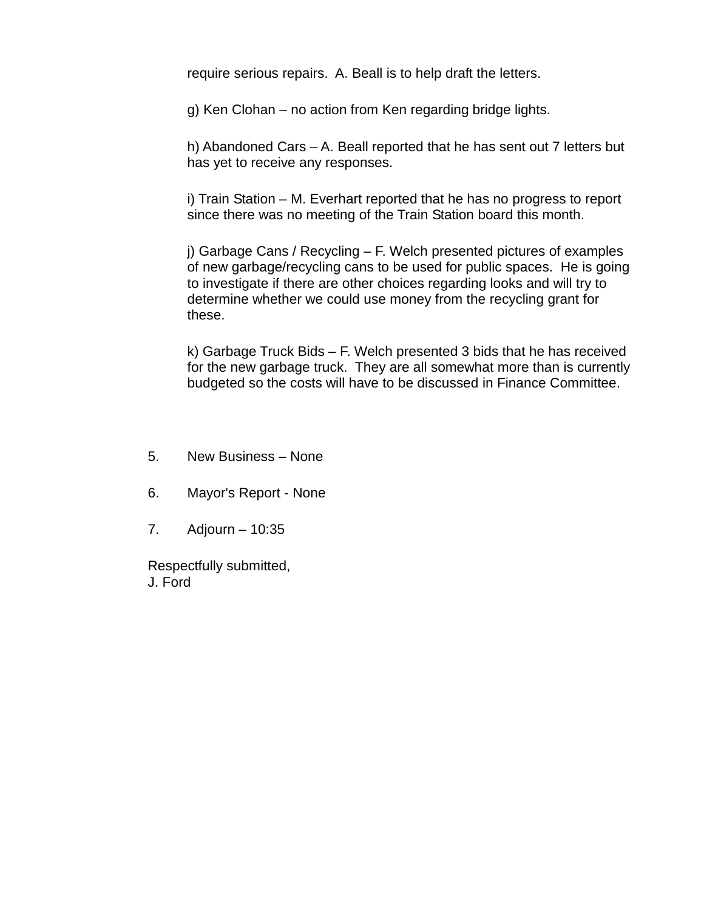require serious repairs.  A. Beall is to help draft the letters.

g) Ken Clohan – no action from Ken regarding bridge lights.

h) Abandoned Cars – A. Beall reported that he has sent out 7 letters but has yet to receive any responses.

i) Train Station – M. Everhart reported that he has no progress to report since there was no meeting of the Train Station board this month.

j) Garbage Cans / Recycling – F. Welch presented pictures of examples of new garbage/recycling cans to be used for public spaces.  He is going to investigate if there are other choices regarding looks and will try to determine whether we could use money from the recycling grant for these.

k) Garbage Truck Bids – F. Welch presented 3 bids that he has received for the new garbage truck.  They are all somewhat more than is currently budgeted so the costs will have to be discussed in Finance Committee.

5. New Business – None

6. Mayor's Report - None

7. Adjourn – 10:35

Respectfully submitted,  
J. Ford